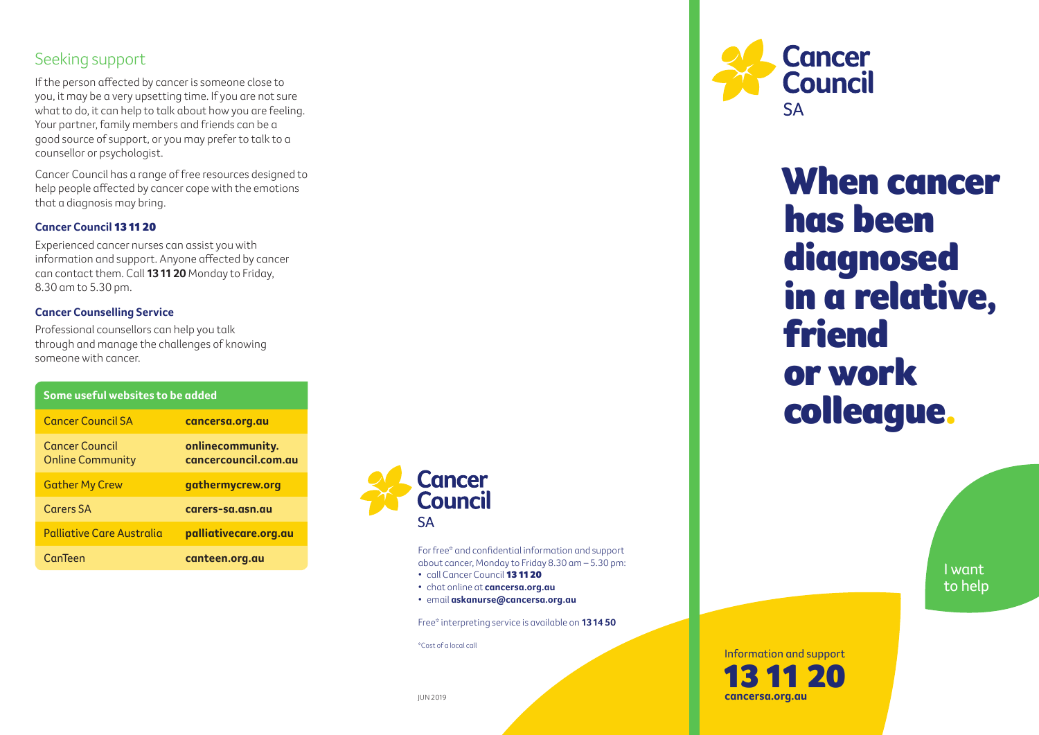## Seeking support

If the person affected by cancer is someone close to you, it may be a very upsetting time. If you are not sure what to do, it can help to talk about how you are feeling. Your partner, family members and friends can be a good source of support, or you may prefer to talk to a counsellor or psychologist.

Cancer Council has a range of free resources designed to help people affected by cancer cope with the emotions that a diagnosis may bring.

**Cancer Council 13 11 20**

Experienced cancer nurses can assist you with information and support. Anyone affected by cancer can contact them. Call **13 11 20** Monday to Friday, 8.30 am to 5.30 pm.

**Cancer Counselling Service**

Professional counsellors can help you talk through and manage the challenges of knowing someone with cancer.

| Some useful websites to be added | |
|---|---|
| Cancer Council SA | **cancersa.org.au** |
| Cancer Council Online Community | **onlinecommunity.cancercouncil.com.au** |
| Gather My Crew | **gathermycrew.org** |
| Carers SA | **carers-sa.asn.au** |
| Palliative Care Australia | **palliativecare.org.au** |
| CanTeen | **canteen.org.au** |

Cancer Council SA

For free* and confidential information and support about cancer, Monday to Friday 8.30 am – 5.30 pm:

- call Cancer Council **13 11 20**
- chat online at **cancersa.org.au**
- email **askanurse@cancersa.org.au**

Free* interpreting service is available on **13 14 50**

*Cost of a local call

JUN 2019

Cancer Council SA

# When cancer has been diagnosed in a relative, friend or work colleague.

I want to help

Information and support

**13 11 20**

**cancersa.org.au**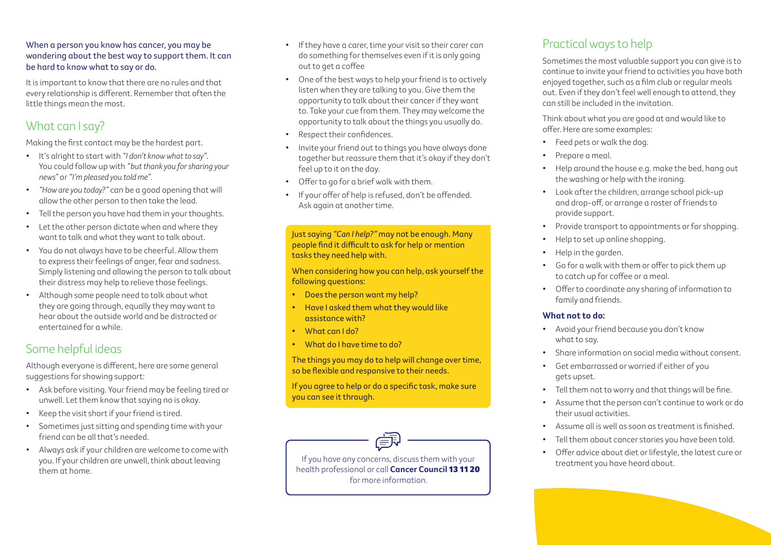**When a person you know has cancer, you may be wondering about the best way to support them. It can be hard to know what to say or do.**

It is important to know that there are no rules and that every relationship is different. Remember that often the little things mean the most.

## What can I say?

Making the first contact may be the hardest part.

- It's alright to start with *"I don't know what to say"*. You could follow up with *"but thank you for sharing your news"* or *"I'm pleased you told me"*.
- *"How are you today?"* can be a good opening that will allow the other person to then take the lead.
- Tell the person you have had them in your thoughts.
- Let the other person dictate when and where they want to talk and what they want to talk about.
- You do not always have to be cheerful. Allow them to express their feelings of anger, fear and sadness. Simply listening and allowing the person to talk about their distress may help to relieve those feelings.
- Although some people need to talk about what they are going through, equally they may want to hear about the outside world and be distracted or entertained for a while.

## Some helpful ideas

Although everyone is different, here are some general suggestions for showing support:

- Ask before visiting. Your friend may be feeling tired or unwell. Let them know that saying no is okay.
- Keep the visit short if your friend is tired.
- Sometimes just sitting and spending time with your friend can be all that's needed.
- Always ask if your children are welcome to come with you. If your children are unwell, think about leaving them at home.
- If they have a carer, time your visit so their carer can do something for themselves even if it is only going out to get a coffee
- One of the best ways to help your friend is to actively listen when they are talking to you. Give them the opportunity to talk about their cancer if they want to. Take your cue from them. They may welcome the opportunity to talk about the things you usually do.
- Respect their confidences.
- Invite your friend out to things you have always done together but reassure them that it's okay if they don't feel up to it on the day.
- Offer to go for a brief walk with them.
- If your offer of help is refused, don't be offended. Ask again at another time.

Just saying *"Can I help?"* may not be enough. Many people find it difficult to ask for help or mention tasks they need help with.

When considering how you can help, ask yourself the following questions:

- Does the person want my help?
- Have I asked them what they would like assistance with?
- What can I do?
- What do I have time to do?

The things you may do to help will change over time, so be flexible and responsive to their needs.

If you agree to help or do a specific task, make sure you can see it through.

If you have any concerns, discuss them with your health professional or call **Cancer Council 13 11 20** for more information.

## Practical ways to help

Sometimes the most valuable support you can give is to continue to invite your friend to activities you have both enjoyed together, such as a film club or regular meals out. Even if they don't feel well enough to attend, they can still be included in the invitation.

Think about what you are good at and would like to offer. Here are some examples:

- Feed pets or walk the dog.
- Prepare a meal.
- Help around the house e.g. make the bed, hang out the washing or help with the ironing.
- Look after the children, arrange school pick-up and drop-off, or arrange a roster of friends to provide support.
- Provide transport to appointments or for shopping.
- Help to set up online shopping.
- Help in the garden.
- Go for a walk with them or offer to pick them up to catch up for coffee or a meal.
- Offer to coordinate any sharing of information to family and friends.

**What not to do:**

- Avoid your friend because you don't know what to say.
- Share information on social media without consent.
- Get embarrassed or worried if either of you gets upset.
- Tell them not to worry and that things will be fine.
- Assume that the person can't continue to work or do their usual activities.
- Assume all is well as soon as treatment is finished.
- Tell them about cancer stories you have been told.
- Offer advice about diet or lifestyle, the latest cure or treatment you have heard about.